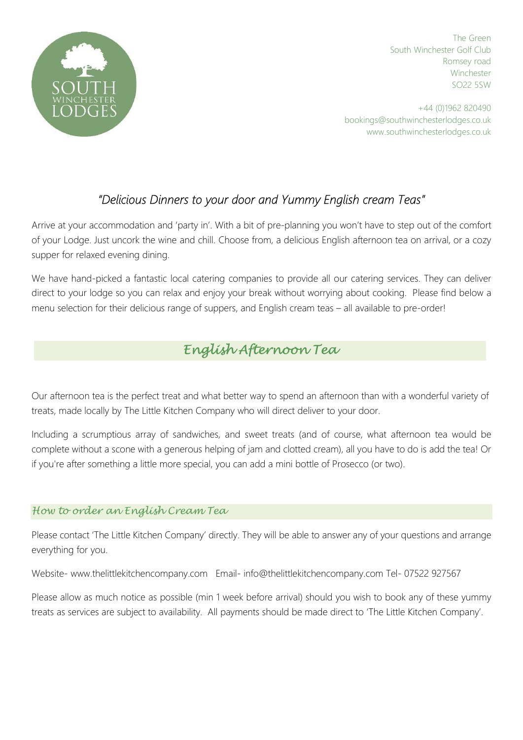SOUTH WINCHESTER LODGES

The Green
South Winchester Golf Club
Romsey road
Winchester
SO22 5SW

+44 (0)1962 820490
bookings@southwinchesterlodges.co.uk
www.southwinchesterlodges.co.uk

## *"Delicious Dinners to your door and Yummy English cream Teas"*

Arrive at your accommodation and 'party in'. With a bit of pre-planning you won't have to step out of the comfort of your Lodge. Just uncork the wine and chill. Choose from, a delicious English afternoon tea on arrival, or a cozy supper for relaxed evening dining.

We have hand-picked a fantastic local catering companies to provide all our catering services. They can deliver direct to your lodge so you can relax and enjoy your break without worrying about cooking. Please find below a menu selection for their delicious range of suppers, and English cream teas – all available to pre-order!

## *English Afternoon Tea*

Our afternoon tea is the perfect treat and what better way to spend an afternoon than with a wonderful variety of treats, made locally by The Little Kitchen Company who will direct deliver to your door.

Including a scrumptious array of sandwiches, and sweet treats (and of course, what afternoon tea would be complete without a scone with a generous helping of jam and clotted cream), all you have to do is add the tea! Or if you're after something a little more special, you can add a mini bottle of Prosecco (or two).

### *How to order an English Cream Tea*

Please contact 'The Little Kitchen Company' directly. They will be able to answer any of your questions and arrange everything for you.

Website- www.thelittlekitchencompany.com Email- info@thelittlekitchencompany.com Tel- 07522 927567

Please allow as much notice as possible (min 1 week before arrival) should you wish to book any of these yummy treats as services are subject to availability. All payments should be made direct to 'The Little Kitchen Company'.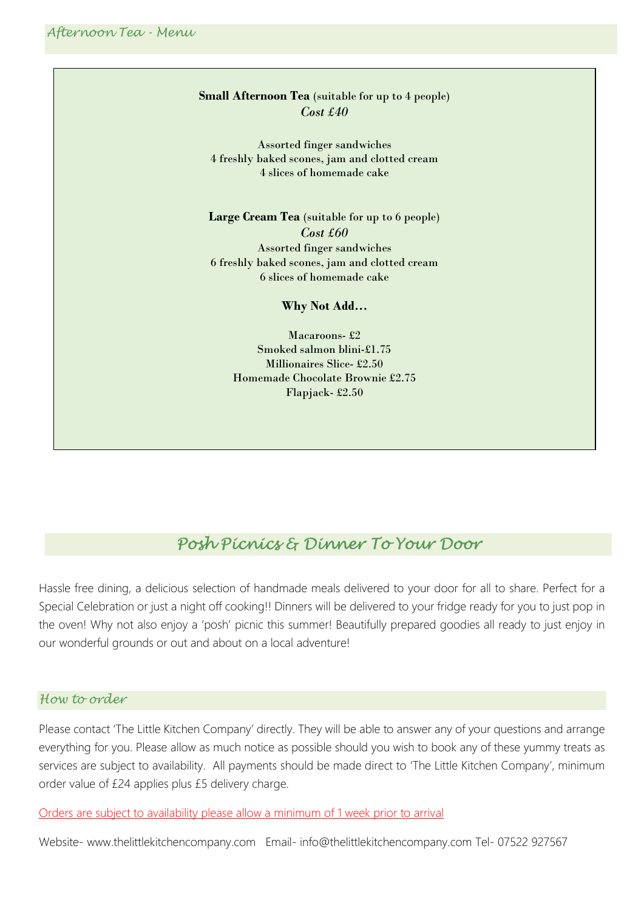## *Afternoon Tea - Menu*

**Small Afternoon Tea** (suitable for up to 4 people)
*Cost £40*

Assorted finger sandwiches
4 freshly baked scones, jam and clotted cream
4 slices of homemade cake

**Large Cream Tea** (suitable for up to 6 people)
*Cost £60*
Assorted finger sandwiches
6 freshly baked scones, jam and clotted cream
6 slices of homemade cake

**Why Not Add…**

Macaroons- £2
Smoked salmon blini-£1.75
Millionaires Slice- £2.50
Homemade Chocolate Brownie £2.75
Flapjack- £2.50

## *Posh Picnics & Dinner To Your Door*

Hassle free dining, a delicious selection of handmade meals delivered to your door for all to share. Perfect for a Special Celebration or just a night off cooking!! Dinners will be delivered to your fridge ready for you to just pop in the oven! Why not also enjoy a 'posh' picnic this summer! Beautifully prepared goodies all ready to just enjoy in our wonderful grounds or out and about on a local adventure!

### *How to order*

Please contact 'The Little Kitchen Company' directly. They will be able to answer any of your questions and arrange everything for you. Please allow as much notice as possible should you wish to book any of these yummy treats as services are subject to availability. All payments should be made direct to 'The Little Kitchen Company', minimum order value of £24 applies plus £5 delivery charge.

Orders are subject to availability please allow a minimum of 1 week prior to arrival

Website- www.thelittlekitchencompany.com Email- info@thelittlekitchencompany.com Tel- 07522 927567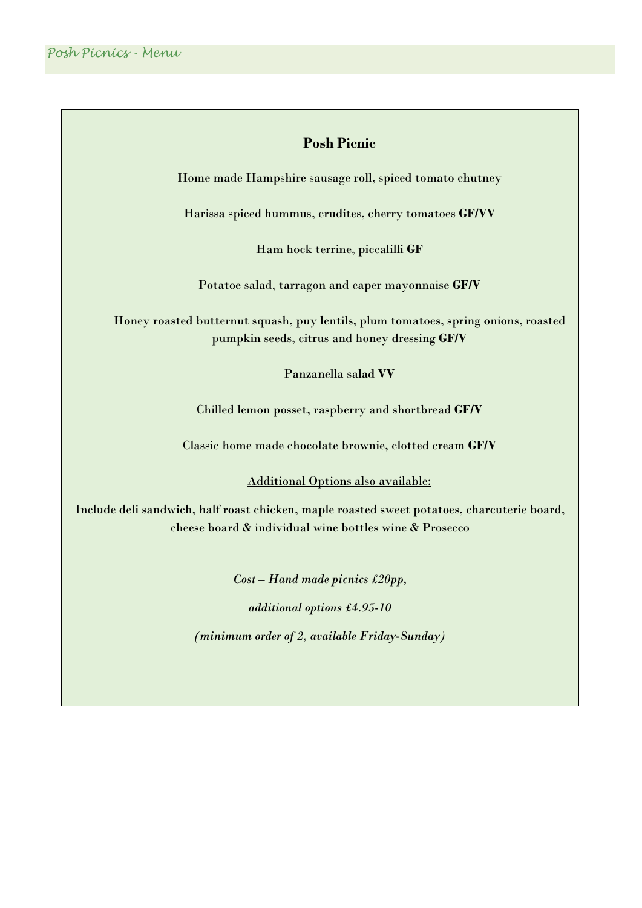Posh Picnics - Menu

## Posh Picnic

Home made Hampshire sausage roll, spiced tomato chutney

Harissa spiced hummus, crudites, cherry tomatoes **GF/VV**

Ham hock terrine, piccalilli **GF**

Potatoe salad, tarragon and caper mayonnaise **GF/V**

Honey roasted butternut squash, puy lentils, plum tomatoes, spring onions, roasted pumpkin seeds, citrus and honey dressing **GF/V**

Panzanella salad **VV**

Chilled lemon posset, raspberry and shortbread **GF/V**

Classic home made chocolate brownie, clotted cream **GF/V**

### Additional Options also available:

Include deli sandwich, half roast chicken, maple roasted sweet potatoes, charcuterie board, cheese board & individual wine bottles wine & Prosecco

*Cost – Hand made picnics £20pp,*

*additional options £4.95-10*

*(minimum order of 2, available Friday-Sunday)*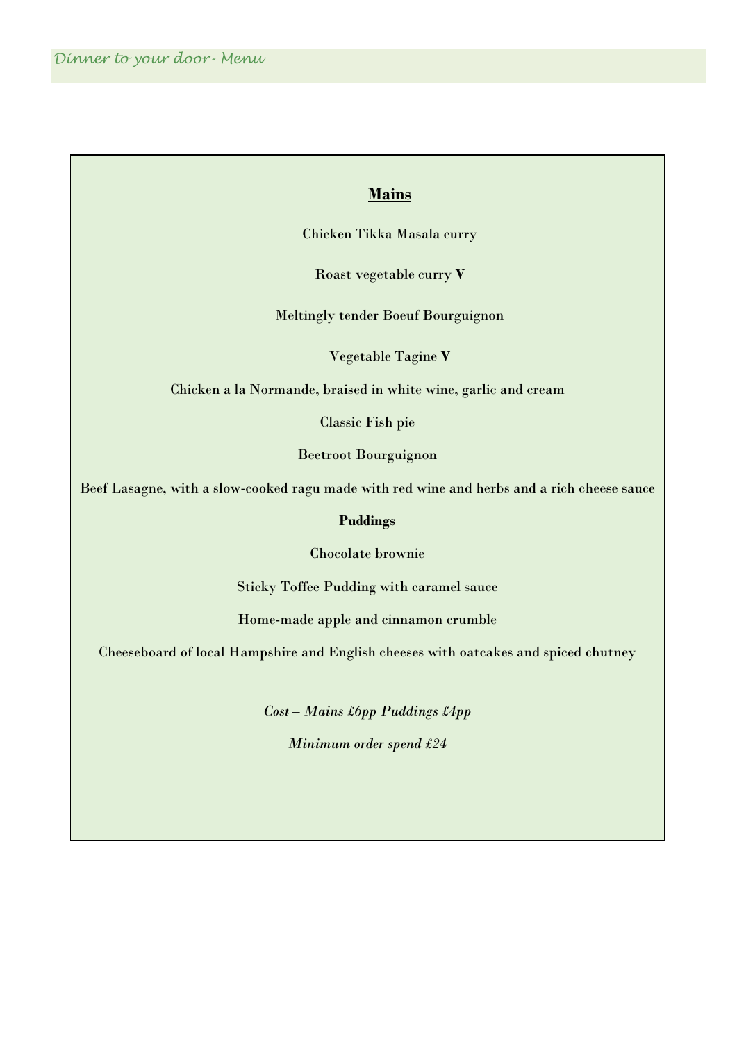Dinner to your door- Menu

## Mains

Chicken Tikka Masala curry

Roast vegetable curry **V**

Meltingly tender Boeuf Bourguignon

Vegetable Tagine **V**

Chicken a la Normande, braised in white wine, garlic and cream

Classic Fish pie

Beetroot Bourguignon

Beef Lasagne, with a slow-cooked ragu made with red wine and herbs and a rich cheese sauce

## Puddings

Chocolate brownie

Sticky Toffee Pudding with caramel sauce

Home-made apple and cinnamon crumble

Cheeseboard of local Hampshire and English cheeses with oatcakes and spiced chutney

*Cost – Mains £6pp Puddings £4pp*

*Minimum order spend £24*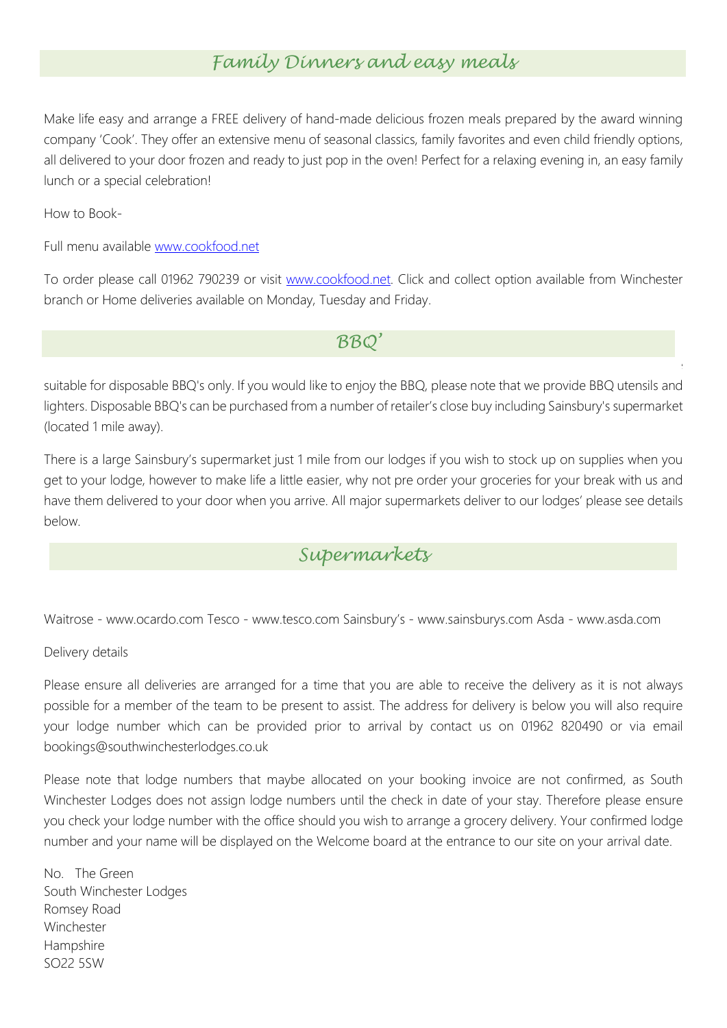## Family Dinners and easy meals

Make life easy and arrange a FREE delivery of hand-made delicious frozen meals prepared by the award winning company 'Cook'. They offer an extensive menu of seasonal classics, family favorites and even child friendly options, all delivered to your door frozen and ready to just pop in the oven! Perfect for a relaxing evening in, an easy family lunch or a special celebration!

How to Book-

Full menu available [www.cookfood.net](www.cookfood.net)

To order please call 01962 790239 or visit [www.cookfood.net](www.cookfood.net). Click and collect option available from Winchester branch or Home deliveries available on Monday, Tuesday and Friday.

## BBQ'

suitable for disposable BBQ's only. If you would like to enjoy the BBQ, please note that we provide BBQ utensils and lighters. Disposable BBQ's can be purchased from a number of retailer's close buy including Sainsbury's supermarket (located 1 mile away).

There is a large Sainsbury's supermarket just 1 mile from our lodges if you wish to stock up on supplies when you get to your lodge, however to make life a little easier, why not pre order your groceries for your break with us and have them delivered to your door when you arrive. All major supermarkets deliver to our lodges' please see details below.

## Supermarkets

Waitrose - www.ocardo.com Tesco - www.tesco.com Sainsbury's - www.sainsburys.com Asda - www.asda.com

Delivery details

Please ensure all deliveries are arranged for a time that you are able to receive the delivery as it is not always possible for a member of the team to be present to assist. The address for delivery is below you will also require your lodge number which can be provided prior to arrival by contact us on 01962 820490 or via email bookings@southwinchesterlodges.co.uk

Please note that lodge numbers that maybe allocated on your booking invoice are not confirmed, as South Winchester Lodges does not assign lodge numbers until the check in date of your stay. Therefore please ensure you check your lodge number with the office should you wish to arrange a grocery delivery. Your confirmed lodge number and your name will be displayed on the Welcome board at the entrance to our site on your arrival date.

No. The Green
South Winchester Lodges
Romsey Road
Winchester
Hampshire
SO22 5SW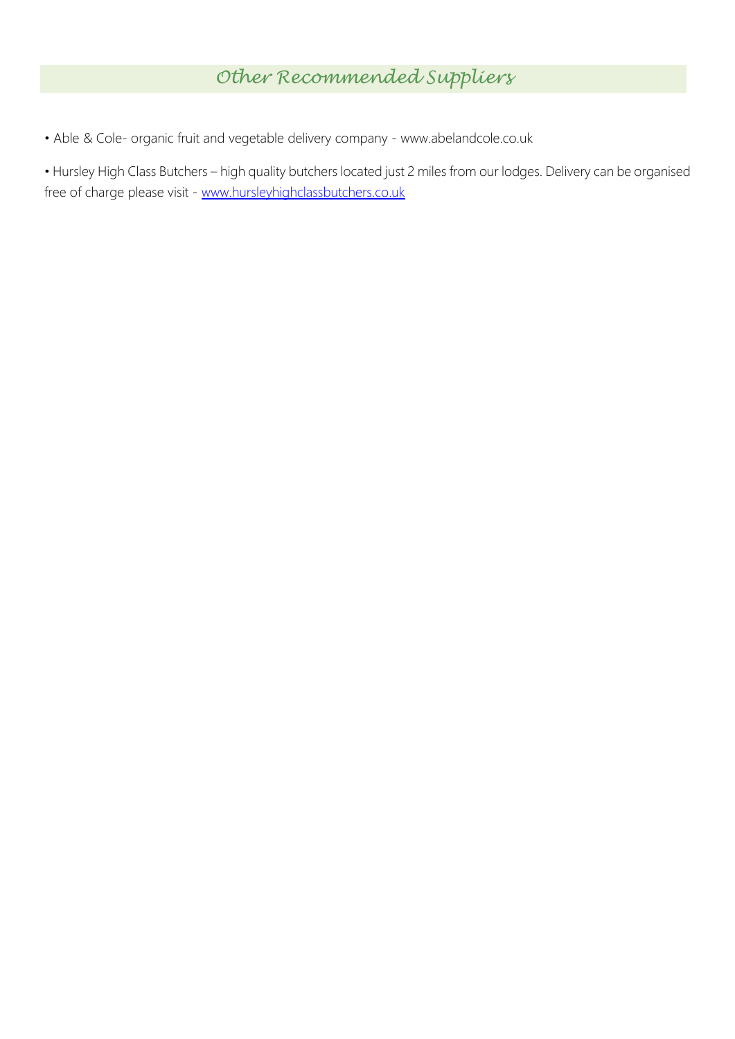## *Other Recommended Suppliers*

- Able & Cole- organic fruit and vegetable delivery company - www.abelandcole.co.uk

- Hursley High Class Butchers – high quality butchers located just 2 miles from our lodges. Delivery can be organised free of charge please visit - [www.hursleyhighclassbutchers.co.uk](www.hursleyhighclassbutchers.co.uk)